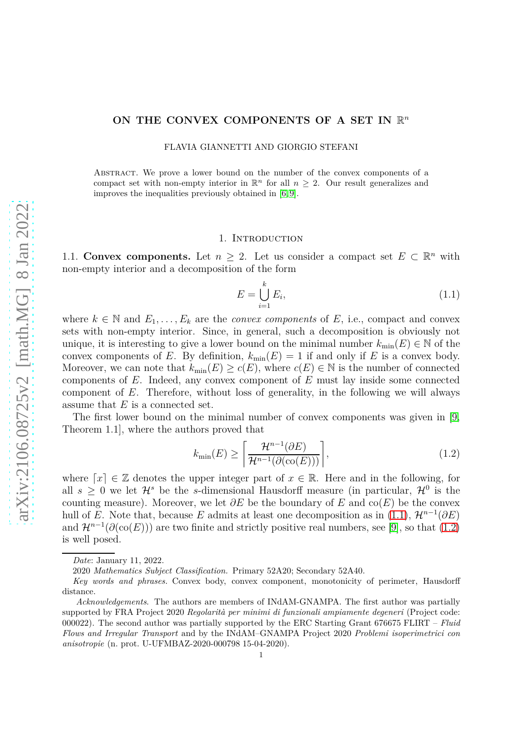# ON THE CONVEX COMPONENTS OF A SET IN $\mathbb{R}^n$

FLAVIA GIANNETTI AND GIORGIO STEFANI

Abstract. We prove a lower bound on the number of the convex components of a compact set with non-empty interior in $\mathbb{R}^n$ for all $n \geq 2$. Our result generalizes and improves the inequalities previously obtained in [6,9].

## 1. Introduction

1.1. **Convex components.** Let $n \geq 2$. Let us consider a compact set $E \subset \mathbb{R}^n$ with non-empty interior and a decomposition of the form

$$E = \bigcup_{i=1}^{k} E_i, \tag{1.1}$$

where $k \in \mathbb{N}$ and $E_1, \dots, E_k$ are the *convex components* of $E$, i.e., compact and convex sets with non-empty interior. Since, in general, such a decomposition is obviously not unique, it is interesting to give a lower bound on the minimal number $k_{\min}(E) \in \mathbb{N}$ of the convex components of $E$. By definition, $k_{\min}(E) = 1$ if and only if $E$ is a convex body. Moreover, we can note that $k_{\min}(E) \geq c(E)$, where $c(E) \in \mathbb{N}$ is the number of connected components of $E$. Indeed, any convex component of $E$ must lay inside some connected component of $E$. Therefore, without loss of generality, in the following we will always assume that $E$ is a connected set.

The first lower bound on the minimal number of convex components was given in [9, Theorem 1.1], where the authors proved that

$$k_{\min}(E) \geq \left\lceil \frac{\mathcal{H}^{n-1}(\partial E)}{\mathcal{H}^{n-1}(\partial(\mathrm{co}(E)))} \right\rceil, \tag{1.2}$$

where $\lceil x \rceil \in \mathbb{Z}$ denotes the upper integer part of $x \in \mathbb{R}$. Here and in the following, for all $s \geq 0$ we let $\mathcal{H}^s$ be the $s$-dimensional Hausdorff measure (in particular, $\mathcal{H}^0$ is the counting measure). Moreover, we let $\partial E$ be the boundary of $E$ and $\mathrm{co}(E)$ be the convex hull of $E$. Note that, because $E$ admits at least one decomposition as in (1.1), $\mathcal{H}^{n-1}(\partial E)$ and $\mathcal{H}^{n-1}(\partial(\mathrm{co}(E)))$ are two finite and strictly positive real numbers, see [9], so that (1.2) is well posed.

---

*Date*: January 11, 2022.

2020 *Mathematics Subject Classification.* Primary 52A20; Secondary 52A40.

*Key words and phrases.* Convex body, convex component, monotonicity of perimeter, Hausdorff distance.

*Acknowledgements*. The authors are members of INdAM-GNAMPA. The first author was partially supported by FRA Project 2020 *Regolarità per minimi di funzionali ampiamente degeneri* (Project code: 000022). The second author was partially supported by the ERC Starting Grant 676675 FLIRT – *Fluid Flows and Irregular Transport* and by the INdAM–GNAMPA Project 2020 *Problemi isoperimetrici con anisotropie* (n. prot. U-UFMBAZ-2020-000798 15-04-2020).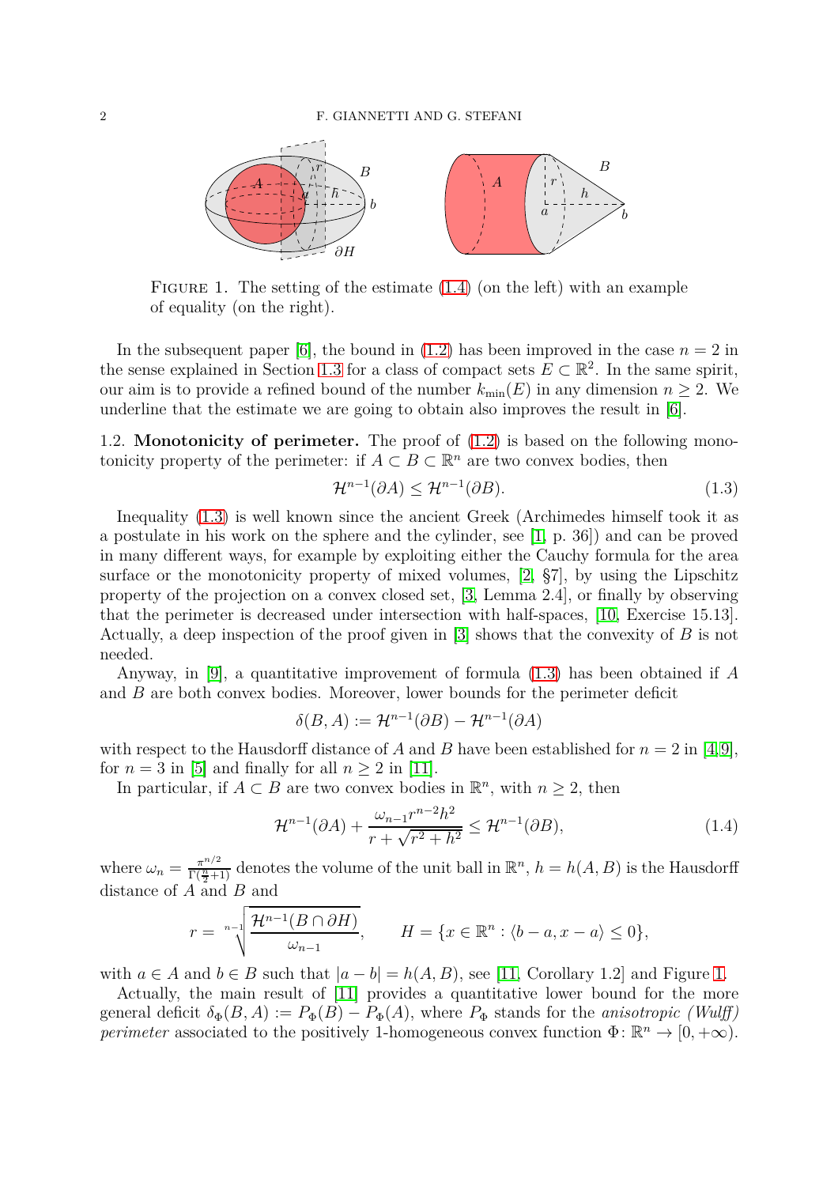FIGURE 1. The setting of the estimate (1.4) (on the left) with an example of equality (on the right).

In the subsequent paper [6], the bound in (1.2) has been improved in the case $n = 2$ in the sense explained in Section 1.3 for a class of compact sets $E \subset \mathbb{R}^2$. In the same spirit, our aim is to provide a refined bound of the number $k_{\min}(E)$ in any dimension $n \geq 2$. We underline that the estimate we are going to obtain also improves the result in [6].

1.2. **Monotonicity of perimeter.** The proof of (1.2) is based on the following monotonicity property of the perimeter: if $A \subset B \subset \mathbb{R}^n$ are two convex bodies, then

$$\mathcal{H}^{n-1}(\partial A) \leq \mathcal{H}^{n-1}(\partial B). \tag{1.3}$$

Inequality (1.3) is well known since the ancient Greek (Archimedes himself took it as a postulate in his work on the sphere and the cylinder, see [1, p. 36]) and can be proved in many different ways, for example by exploiting either the Cauchy formula for the area surface or the monotonicity property of mixed volumes, [2, §7], by using the Lipschitz property of the projection on a convex closed set, [3, Lemma 2.4], or finally by observing that the perimeter is decreased under intersection with half-spaces, [10, Exercise 15.13]. Actually, a deep inspection of the proof given in [3] shows that the convexity of $B$ is not needed.

Anyway, in [9], a quantitative improvement of formula (1.3) has been obtained if $A$ and $B$ are both convex bodies. Moreover, lower bounds for the perimeter deficit

$$\delta(B, A) := \mathcal{H}^{n-1}(\partial B) - \mathcal{H}^{n-1}(\partial A)$$

with respect to the Hausdorff distance of $A$ and $B$ have been established for $n = 2$ in [4, 9], for $n = 3$ in [5] and finally for all $n \geq 2$ in [11].

In particular, if $A \subset B$ are two convex bodies in $\mathbb{R}^n$, with $n \geq 2$, then

$$\mathcal{H}^{n-1}(\partial A) + \frac{\omega_{n-1} r^{n-2} h^2}{r + \sqrt{r^2 + h^2}} \leq \mathcal{H}^{n-1}(\partial B), \tag{1.4}$$

where $\omega_n = \frac{\pi^{n/2}}{\Gamma(\frac{n}{2}+1)}$ denotes the volume of the unit ball in $\mathbb{R}^n$, $h = h(A, B)$ is the Hausdorff distance of $A$ and $B$ and

$$r = \sqrt[n-1]{\frac{\mathcal{H}^{n-1}(B \cap \partial H)}{\omega_{n-1}}}, \qquad H = \{x \in \mathbb{R}^n : \langle b - a, x - a \rangle \leq 0\},$$

with $a \in A$ and $b \in B$ such that $|a - b| = h(A, B)$, see [11, Corollary 1.2] and Figure 1.

Actually, the main result of [11] provides a quantitative lower bound for the more general deficit $\delta_\Phi(B, A) := P_\Phi(B) - P_\Phi(A)$, where $P_\Phi$ stands for the *anisotropic (Wulff) perimeter* associated to the positively 1-homogeneous convex function $\Phi \colon \mathbb{R}^n \to [0, +\infty)$.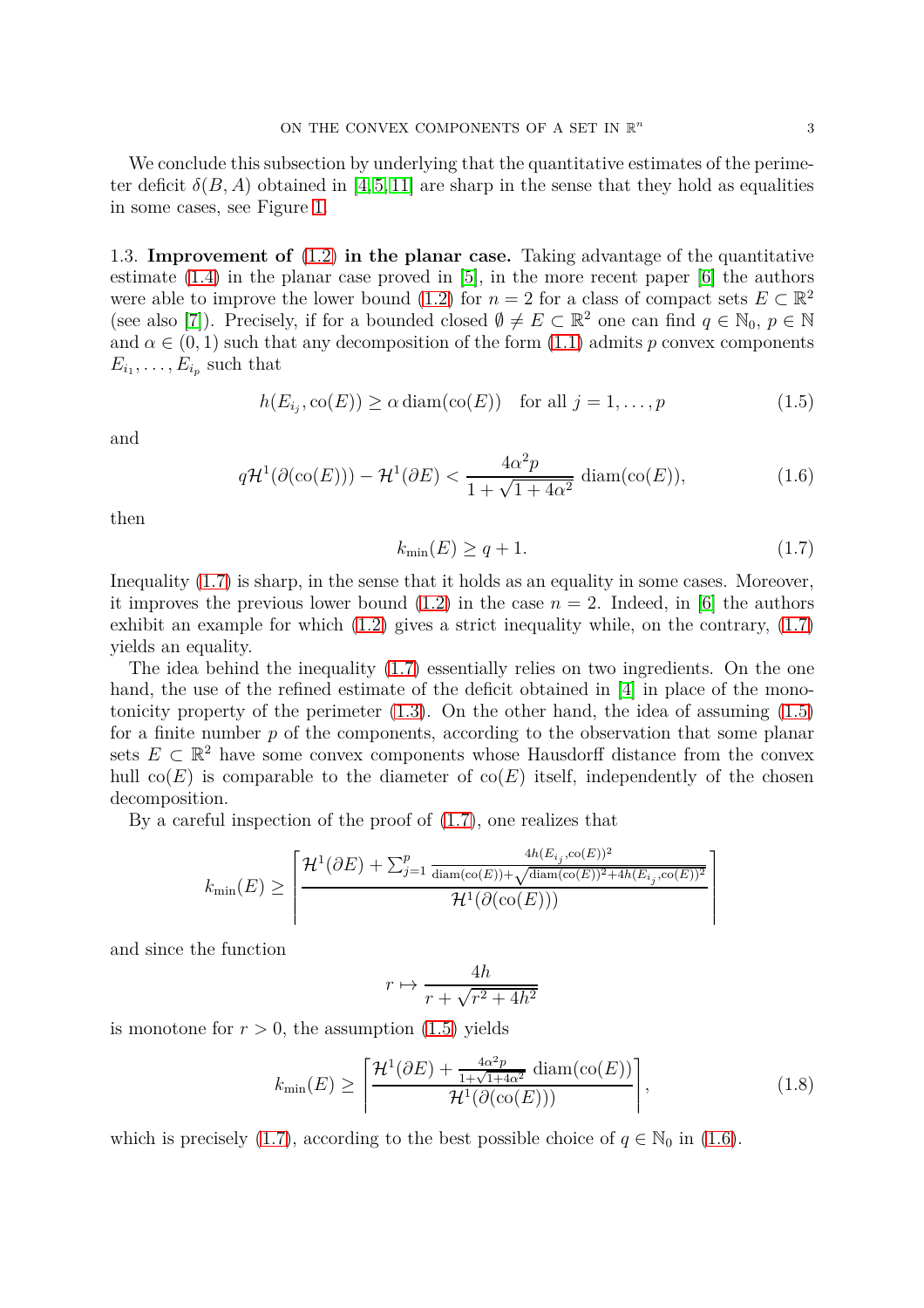We conclude this subsection by underlying that the quantitative estimates of the perimeter deficit $\delta(B, A)$ obtained in [4, 5, 11] are sharp in the sense that they hold as equalities in some cases, see Figure 1.

1.3. **Improvement of (1.2) in the planar case.** Taking advantage of the quantitative estimate (1.4) in the planar case proved in [5], in the more recent paper [6] the authors were able to improve the lower bound (1.2) for $n = 2$ for a class of compact sets $E \subset \mathbb{R}^2$ (see also [7]). Precisely, if for a bounded closed $\emptyset \neq E \subset \mathbb{R}^2$ one can find $q \in \mathbb{N}_0$, $p \in \mathbb{N}$ and $\alpha \in (0, 1)$ such that any decomposition of the form (1.1) admits $p$ convex components $E_{i_1}, \ldots, E_{i_p}$ such that

$$h(E_{i_j}, \mathrm{co}(E)) \geq \alpha \,\mathrm{diam}(\mathrm{co}(E)) \quad \text{for all } j = 1, \ldots, p \tag{1.5}$$

and

$$q\mathcal{H}^1(\partial(\mathrm{co}(E))) - \mathcal{H}^1(\partial E) < \frac{4\alpha^2 p}{1 + \sqrt{1 + 4\alpha^2}} \,\mathrm{diam}(\mathrm{co}(E)), \tag{1.6}$$

then

$$k_{\min}(E) \geq q + 1. \tag{1.7}$$

Inequality (1.7) is sharp, in the sense that it holds as an equality in some cases. Moreover, it improves the previous lower bound (1.2) in the case $n = 2$. Indeed, in [6] the authors exhibit an example for which (1.2) gives a strict inequality while, on the contrary, (1.7) yields an equality.

The idea behind the inequality (1.7) essentially relies on two ingredients. On the one hand, the use of the refined estimate of the deficit obtained in [4] in place of the monotonicity property of the perimeter (1.3). On the other hand, the idea of assuming (1.5) for a finite number $p$ of the components, according to the observation that some planar sets $E \subset \mathbb{R}^2$ have some convex components whose Hausdorff distance from the convex hull $\mathrm{co}(E)$ is comparable to the diameter of $\mathrm{co}(E)$ itself, independently of the chosen decomposition.

By a careful inspection of the proof of (1.7), one realizes that

$$k_{\min}(E) \geq \left\lceil \frac{\mathcal{H}^1(\partial E) + \sum_{j=1}^{p} \frac{4h(E_{i_j}, \mathrm{co}(E))^2}{\mathrm{diam}(\mathrm{co}(E)) + \sqrt{\mathrm{diam}(\mathrm{co}(E))^2 + 4h(E_{i_j}, \mathrm{co}(E))^2}}}{\mathcal{H}^1(\partial(\mathrm{co}(E)))} \right\rceil$$

and since the function

$$r \mapsto \frac{4h}{r + \sqrt{r^2 + 4h^2}}$$

is monotone for $r > 0$, the assumption (1.5) yields

$$k_{\min}(E) \geq \left\lceil \frac{\mathcal{H}^1(\partial E) + \frac{4\alpha^2 p}{1 + \sqrt{1 + 4\alpha^2}} \,\mathrm{diam}(\mathrm{co}(E))}{\mathcal{H}^1(\partial(\mathrm{co}(E)))} \right\rceil, \tag{1.8}$$

which is precisely (1.7), according to the best possible choice of $q \in \mathbb{N}_0$ in (1.6).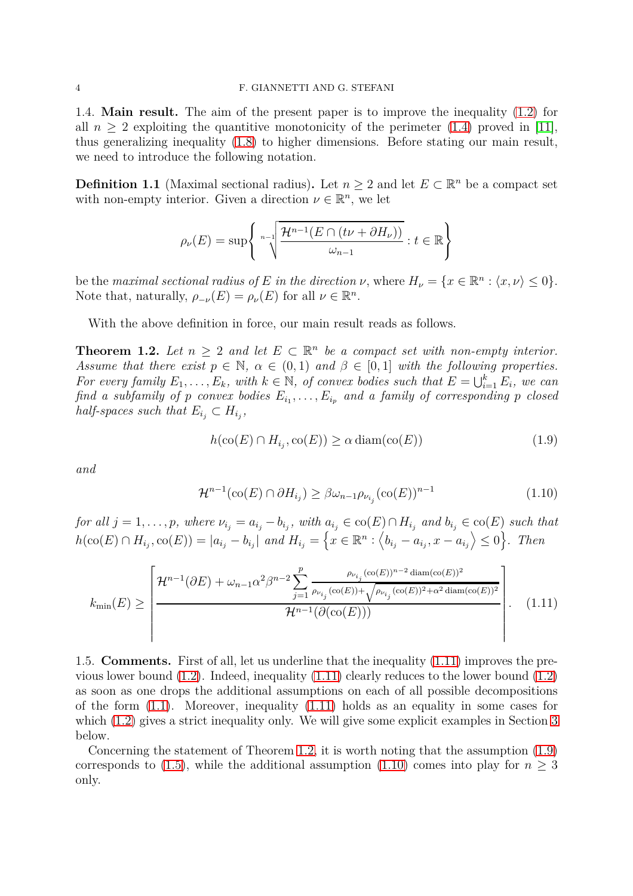1.4. **Main result.** The aim of the present paper is to improve the inequality (1.2) for all $n \ge 2$ exploiting the quantitive monotonicity of the perimeter (1.4) proved in [11], thus generalizing inequality (1.8) to higher dimensions. Before stating our main result, we need to introduce the following notation.

**Definition 1.1** (Maximal sectional radius)**.** Let $n \ge 2$ and let $E \subset \mathbb{R}^n$ be a compact set with non-empty interior. Given a direction $\nu \in \mathbb{R}^n$, we let

$$\rho_\nu(E) = \sup\left\{ \sqrt[n-1]{\frac{\mathcal{H}^{n-1}(E \cap (t\nu + \partial H_\nu))}{\omega_{n-1}}} : t \in \mathbb{R} \right\}$$

be the *maximal sectional radius of* $E$ *in the direction* $\nu$, where $H_\nu = \{x \in \mathbb{R}^n : \langle x, \nu \rangle \le 0\}$. Note that, naturally, $\rho_{-\nu}(E) = \rho_\nu(E)$ for all $\nu \in \mathbb{R}^n$.

With the above definition in force, our main result reads as follows.

**Theorem 1.2.** *Let $n \ge 2$ and let $E \subset \mathbb{R}^n$ be a compact set with non-empty interior. Assume that there exist $p \in \mathbb{N}$, $\alpha \in (0,1)$ and $\beta \in [0,1]$ with the following properties. For every family $E_1, \dots, E_k$, with $k \in \mathbb{N}$, of convex bodies such that $E = \bigcup_{i=1}^k E_i$, we can find a subfamily of $p$ convex bodies $E_{i_1}, \dots, E_{i_p}$ and a family of corresponding $p$ closed half-spaces such that $E_{i_j} \subset H_{i_j}$,*

$$h(\mathrm{co}(E) \cap H_{i_j}, \mathrm{co}(E)) \ge \alpha \,\mathrm{diam}(\mathrm{co}(E)) \tag{1.9}$$

*and*

$$\mathcal{H}^{n-1}(\mathrm{co}(E) \cap \partial H_{i_j}) \ge \beta \omega_{n-1} \rho_{\nu_{i_j}}(\mathrm{co}(E))^{n-1} \tag{1.10}$$

*for all $j = 1, \dots, p$, where $\nu_{i_j} = a_{i_j} - b_{i_j}$, with $a_{i_j} \in \mathrm{co}(E) \cap H_{i_j}$ and $b_{i_j} \in \mathrm{co}(E)$ such that $h(\mathrm{co}(E) \cap H_{i_j}, \mathrm{co}(E)) = |a_{i_j} - b_{i_j}|$ and $H_{i_j} = \left\{x \in \mathbb{R}^n : \left\langle b_{i_j} - a_{i_j}, x - a_{i_j} \right\rangle \le 0\right\}$. Then*

$$k_{\min}(E) \ge \left\lceil \frac{\mathcal{H}^{n-1}(\partial E) + \omega_{n-1}\alpha^2\beta^{n-2} \displaystyle\sum_{j=1}^p \frac{\rho_{\nu_{i_j}}(\mathrm{co}(E))^{n-2}\,\mathrm{diam}(\mathrm{co}(E))^2}{\rho_{\nu_{i_j}}(\mathrm{co}(E)) + \sqrt{\rho_{\nu_{i_j}}(\mathrm{co}(E))^2 + \alpha^2\,\mathrm{diam}(\mathrm{co}(E))^2}}}{\mathcal{H}^{n-1}(\partial(\mathrm{co}(E)))} \right\rceil. \tag{1.11}$$

1.5. **Comments.** First of all, let us underline that the inequality (1.11) improves the previous lower bound (1.2). Indeed, inequality (1.11) clearly reduces to the lower bound (1.2) as soon as one drops the additional assumptions on each of all possible decompositions of the form (1.1). Moreover, inequality (1.11) holds as an equality in some cases for which (1.2) gives a strict inequality only. We will give some explicit examples in Section 3 below.

Concerning the statement of Theorem 1.2, it is worth noting that the assumption (1.9) corresponds to (1.5), while the additional assumption (1.10) comes into play for $n \ge 3$ only.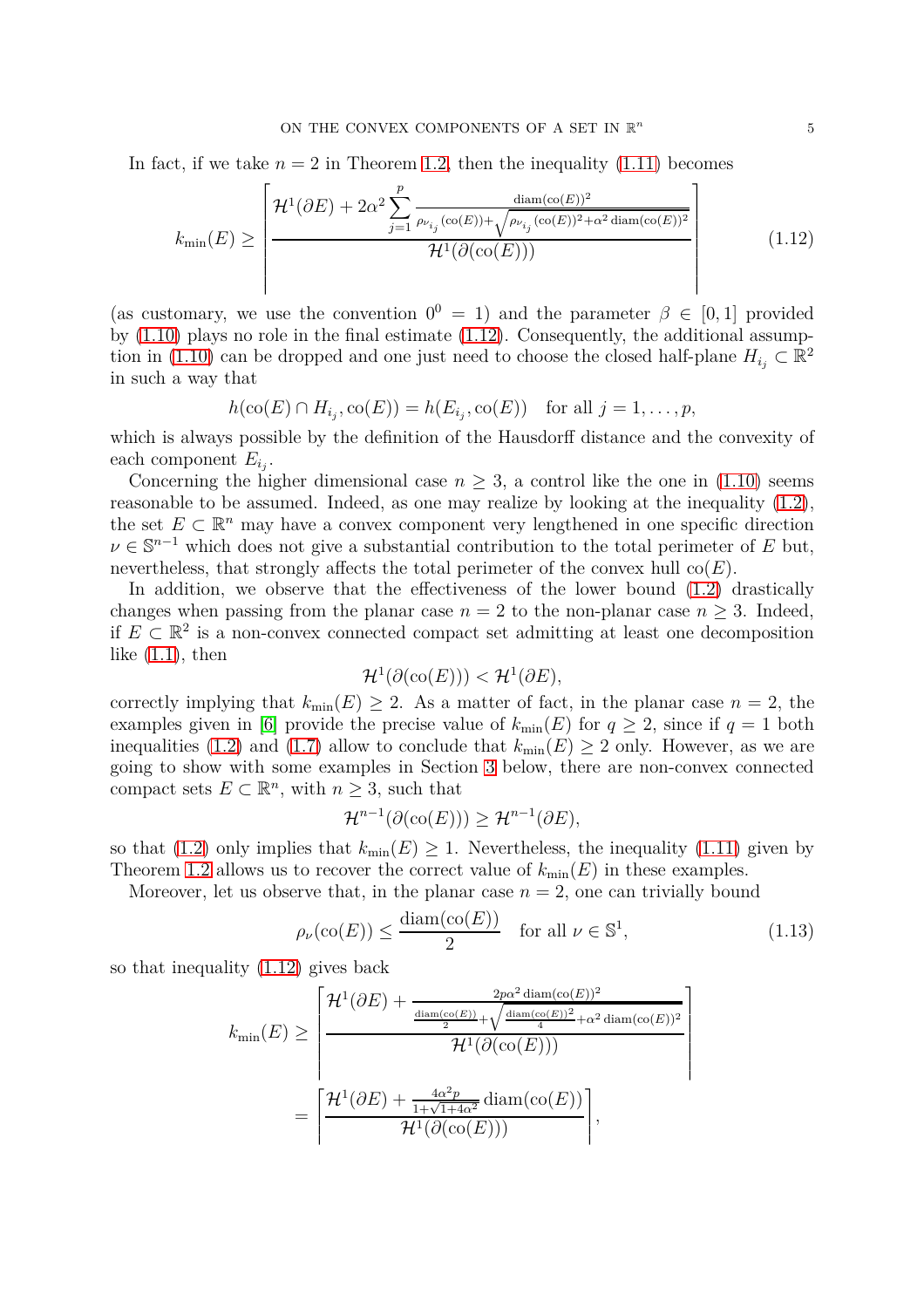In fact, if we take $n = 2$ in Theorem 1.2, then the inequality (1.11) becomes

$$k_{\min}(E) \geq \left\lceil \frac{\mathcal{H}^1(\partial E) + 2\alpha^2 \sum_{j=1}^{p} \frac{\operatorname{diam}(\operatorname{co}(E))^2}{\rho_{\nu_{i_j}}(\operatorname{co}(E)) + \sqrt{\rho_{\nu_{i_j}}(\operatorname{co}(E))^2 + \alpha^2 \operatorname{diam}(\operatorname{co}(E))^2}}}{\mathcal{H}^1(\partial(\operatorname{co}(E)))} \right\rceil \tag{1.12}$$

(as customary, we use the convention $0^0 = 1$) and the parameter $\beta \in [0, 1]$ provided by (1.10) plays no role in the final estimate (1.12). Consequently, the additional assumption in (1.10) can be dropped and one just need to choose the closed half-plane $H_{i_j} \subset \mathbb{R}^2$ in such a way that

$$h(\operatorname{co}(E) \cap H_{i_j}, \operatorname{co}(E)) = h(E_{i_j}, \operatorname{co}(E)) \quad \text{for all } j = 1, \ldots, p,$$

which is always possible by the definition of the Hausdorff distance and the convexity of each component $E_{i_j}$.

Concerning the higher dimensional case $n \geq 3$, a control like the one in (1.10) seems reasonable to be assumed. Indeed, as one may realize by looking at the inequality (1.2), the set $E \subset \mathbb{R}^n$ may have a convex component very lengthened in one specific direction $\nu \in \mathbb{S}^{n-1}$ which does not give a substantial contribution to the total perimeter of $E$ but, nevertheless, that strongly affects the total perimeter of the convex hull $\operatorname{co}(E)$.

In addition, we observe that the effectiveness of the lower bound (1.2) drastically changes when passing from the planar case $n = 2$ to the non-planar case $n \geq 3$. Indeed, if $E \subset \mathbb{R}^2$ is a non-convex connected compact set admitting at least one decomposition like (1.1), then

$$\mathcal{H}^1(\partial(\operatorname{co}(E))) < \mathcal{H}^1(\partial E),$$

correctly implying that $k_{\min}(E) \geq 2$. As a matter of fact, in the planar case $n = 2$, the examples given in [6] provide the precise value of $k_{\min}(E)$ for $q \geq 2$, since if $q = 1$ both inequalities (1.2) and (1.7) allow to conclude that $k_{\min}(E) \geq 2$ only. However, as we are going to show with some examples in Section 3 below, there are non-convex connected compact sets $E \subset \mathbb{R}^n$, with $n \geq 3$, such that

$$\mathcal{H}^{n-1}(\partial(\operatorname{co}(E))) \geq \mathcal{H}^{n-1}(\partial E),$$

so that (1.2) only implies that $k_{\min}(E) \geq 1$. Nevertheless, the inequality (1.11) given by Theorem 1.2 allows us to recover the correct value of $k_{\min}(E)$ in these examples.

Moreover, let us observe that, in the planar case $n = 2$, one can trivially bound

$$\rho_\nu(\operatorname{co}(E)) \leq \frac{\operatorname{diam}(\operatorname{co}(E))}{2} \quad \text{for all } \nu \in \mathbb{S}^1, \tag{1.13}$$

so that inequality (1.12) gives back

$$\begin{aligned}
k_{\min}(E) &\geq \left\lceil \frac{\mathcal{H}^1(\partial E) + \frac{2p\alpha^2 \operatorname{diam}(\operatorname{co}(E))^2}{\frac{\operatorname{diam}(\operatorname{co}(E))}{2} + \sqrt{\frac{\operatorname{diam}(\operatorname{co}(E))^2}{4} + \alpha^2 \operatorname{diam}(\operatorname{co}(E))^2}}}{\mathcal{H}^1(\partial(\operatorname{co}(E)))} \right\rceil \\
&= \left\lceil \frac{\mathcal{H}^1(\partial E) + \frac{4\alpha^2 p}{1+\sqrt{1+4\alpha^2}} \operatorname{diam}(\operatorname{co}(E))}{\mathcal{H}^1(\partial(\operatorname{co}(E)))} \right\rceil,
\end{aligned}$$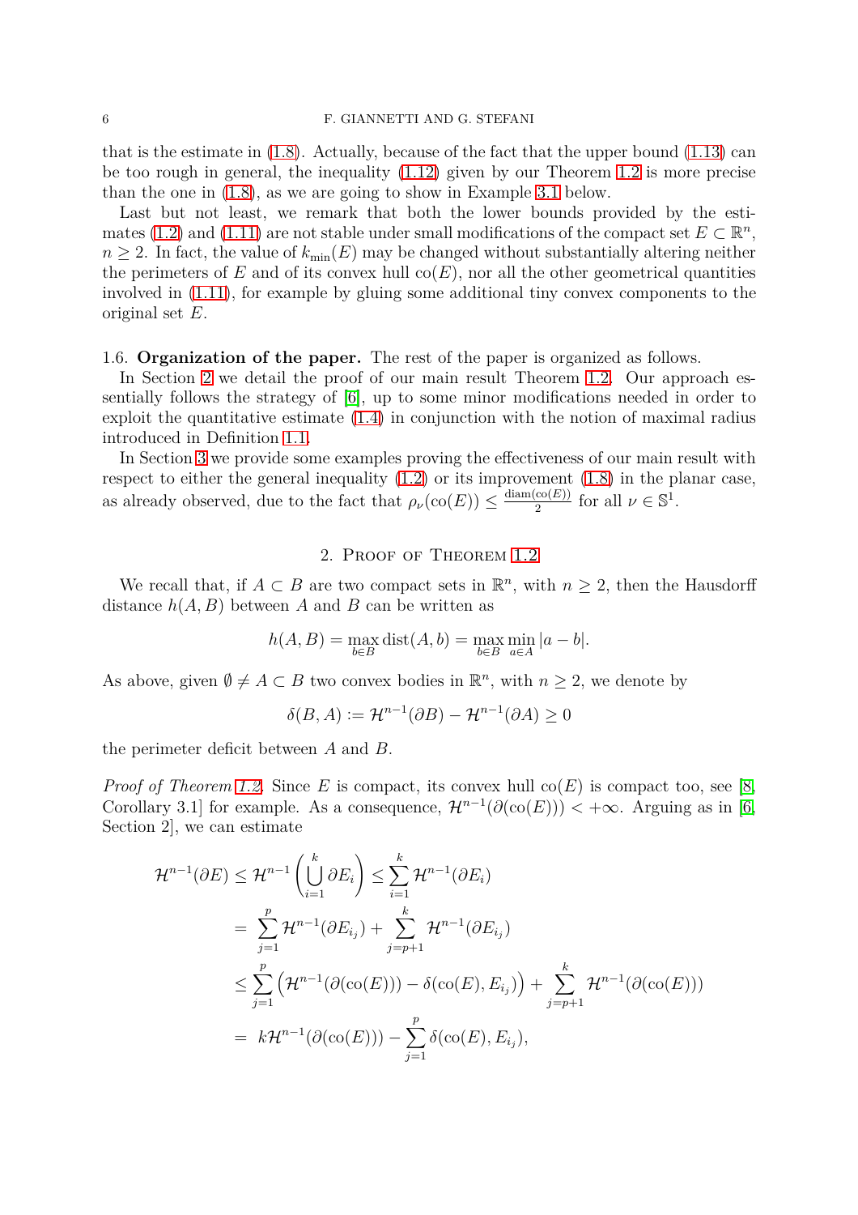that is the estimate in (1.8). Actually, because of the fact that the upper bound (1.13) can be too rough in general, the inequality (1.12) given by our Theorem 1.2 is more precise than the one in (1.8), as we are going to show in Example 3.1 below.

Last but not least, we remark that both the lower bounds provided by the estimates (1.2) and (1.11) are not stable under small modifications of the compact set $E \subset \mathbb{R}^n$, $n \geq 2$. In fact, the value of $k_{\min}(E)$ may be changed without substantially altering neither the perimeters of $E$ and of its convex hull $\mathrm{co}(E)$, nor all the other geometrical quantities involved in (1.11), for example by gluing some additional tiny convex components to the original set $E$.

1.6. **Organization of the paper.** The rest of the paper is organized as follows.

In Section 2 we detail the proof of our main result Theorem 1.2. Our approach essentially follows the strategy of [6], up to some minor modifications needed in order to exploit the quantitative estimate (1.4) in conjunction with the notion of maximal radius introduced in Definition 1.1.

In Section 3 we provide some examples proving the effectiveness of our main result with respect to either the general inequality (1.2) or its improvement (1.8) in the planar case, as already observed, due to the fact that $\rho_\nu(\mathrm{co}(E)) \leq \frac{\mathrm{diam}(\mathrm{co}(E))}{2}$ for all $\nu \in \mathbb{S}^1$.

## 2. Proof of Theorem 1.2

We recall that, if $A \subset B$ are two compact sets in $\mathbb{R}^n$, with $n \geq 2$, then the Hausdorff distance $h(A,B)$ between $A$ and $B$ can be written as

$$h(A,B) = \max_{b \in B} \mathrm{dist}(A,b) = \max_{b \in B} \min_{a \in A} |a-b|.$$

As above, given $\emptyset \neq A \subset B$ two convex bodies in $\mathbb{R}^n$, with $n \geq 2$, we denote by

$$\delta(B,A) := \mathcal{H}^{n-1}(\partial B) - \mathcal{H}^{n-1}(\partial A) \geq 0$$

the perimeter deficit between $A$ and $B$.

*Proof of Theorem 1.2.* Since $E$ is compact, its convex hull $\mathrm{co}(E)$ is compact too, see [8, Corollary 3.1] for example. As a consequence, $\mathcal{H}^{n-1}(\partial(\mathrm{co}(E))) < +\infty$. Arguing as in [6, Section 2], we can estimate

$$\begin{aligned}
\mathcal{H}^{n-1}(\partial E) &\leq \mathcal{H}^{n-1}\left(\bigcup_{i=1}^{k} \partial E_i\right) \leq \sum_{i=1}^{k} \mathcal{H}^{n-1}(\partial E_i) \\
&= \sum_{j=1}^{p} \mathcal{H}^{n-1}(\partial E_{i_j}) + \sum_{j=p+1}^{k} \mathcal{H}^{n-1}(\partial E_{i_j}) \\
&\leq \sum_{j=1}^{p} \Big(\mathcal{H}^{n-1}(\partial(\mathrm{co}(E))) - \delta(\mathrm{co}(E), E_{i_j})\Big) + \sum_{j=p+1}^{k} \mathcal{H}^{n-1}(\partial(\mathrm{co}(E))) \\
&= k\mathcal{H}^{n-1}(\partial(\mathrm{co}(E))) - \sum_{j=1}^{p} \delta(\mathrm{co}(E), E_{i_j}),
\end{aligned}$$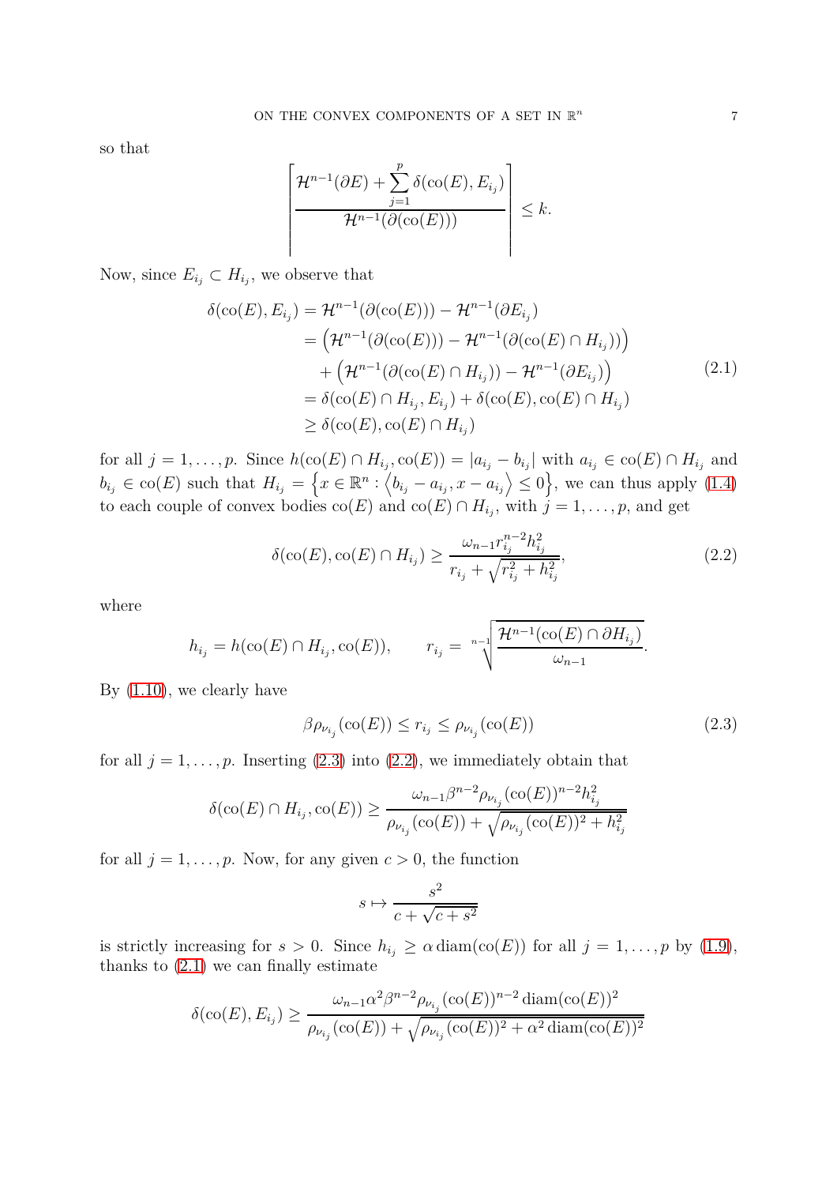so that

$$\left\lceil \frac{\mathcal{H}^{n-1}(\partial E) + \sum_{j=1}^{p} \delta(\mathrm{co}(E), E_{i_j})}{\mathcal{H}^{n-1}(\partial(\mathrm{co}(E)))} \right\rceil \le k.$$

Now, since $E_{i_j} \subset H_{i_j}$, we observe that

$$\begin{aligned}
\delta(\mathrm{co}(E), E_{i_j}) &= \mathcal{H}^{n-1}(\partial(\mathrm{co}(E))) - \mathcal{H}^{n-1}(\partial E_{i_j}) \\
&= \left(\mathcal{H}^{n-1}(\partial(\mathrm{co}(E))) - \mathcal{H}^{n-1}(\partial(\mathrm{co}(E) \cap H_{i_j}))\right) \\
&\quad + \left(\mathcal{H}^{n-1}(\partial(\mathrm{co}(E) \cap H_{i_j})) - \mathcal{H}^{n-1}(\partial E_{i_j})\right) \\
&= \delta(\mathrm{co}(E) \cap H_{i_j}, E_{i_j}) + \delta(\mathrm{co}(E), \mathrm{co}(E) \cap H_{i_j}) \\
&\ge \delta(\mathrm{co}(E), \mathrm{co}(E) \cap H_{i_j})
\end{aligned} \tag{2.1}$$

for all $j = 1, \dots, p$. Since $h(\mathrm{co}(E) \cap H_{i_j}, \mathrm{co}(E)) = |a_{i_j} - b_{i_j}|$ with $a_{i_j} \in \mathrm{co}(E) \cap H_{i_j}$ and $b_{i_j} \in \mathrm{co}(E)$ such that $H_{i_j} = \left\{x \in \mathbb{R}^n : \left\langle b_{i_j} - a_{i_j}, x - a_{i_j} \right\rangle \le 0\right\}$, we can thus apply (1.4) to each couple of convex bodies $\mathrm{co}(E)$ and $\mathrm{co}(E) \cap H_{i_j}$, with $j = 1, \dots, p$, and get

$$\delta(\mathrm{co}(E), \mathrm{co}(E) \cap H_{i_j}) \ge \frac{\omega_{n-1} r_{i_j}^{n-2} h_{i_j}^2}{r_{i_j} + \sqrt{r_{i_j}^2 + h_{i_j}^2}}, \tag{2.2}$$

where

$$h_{i_j} = h(\mathrm{co}(E) \cap H_{i_j}, \mathrm{co}(E)), \qquad r_{i_j} = \sqrt[n-1]{\frac{\mathcal{H}^{n-1}(\mathrm{co}(E) \cap \partial H_{i_j})}{\omega_{n-1}}}.$$

By (1.10), we clearly have

$$\beta \rho_{\nu_{i_j}}(\mathrm{co}(E)) \le r_{i_j} \le \rho_{\nu_{i_j}}(\mathrm{co}(E)) \tag{2.3}$$

for all $j = 1, \dots, p$. Inserting (2.3) into (2.2), we immediately obtain that

$$\delta(\mathrm{co}(E) \cap H_{i_j}, \mathrm{co}(E)) \ge \frac{\omega_{n-1} \beta^{n-2} \rho_{\nu_{i_j}}(\mathrm{co}(E))^{n-2} h_{i_j}^2}{\rho_{\nu_{i_j}}(\mathrm{co}(E)) + \sqrt{\rho_{\nu_{i_j}}(\mathrm{co}(E))^2 + h_{i_j}^2}}$$

for all $j = 1, \dots, p$. Now, for any given $c > 0$, the function

$$s \mapsto \frac{s^2}{c + \sqrt{c + s^2}}$$

is strictly increasing for $s > 0$. Since $h_{i_j} \ge \alpha \,\mathrm{diam}(\mathrm{co}(E))$ for all $j = 1, \dots, p$ by (1.9), thanks to (2.1) we can finally estimate

$$\delta(\mathrm{co}(E), E_{i_j}) \ge \frac{\omega_{n-1} \alpha^2 \beta^{n-2} \rho_{\nu_{i_j}}(\mathrm{co}(E))^{n-2} \,\mathrm{diam}(\mathrm{co}(E))^2}{\rho_{\nu_{i_j}}(\mathrm{co}(E)) + \sqrt{\rho_{\nu_{i_j}}(\mathrm{co}(E))^2 + \alpha^2 \,\mathrm{diam}(\mathrm{co}(E))^2}}$$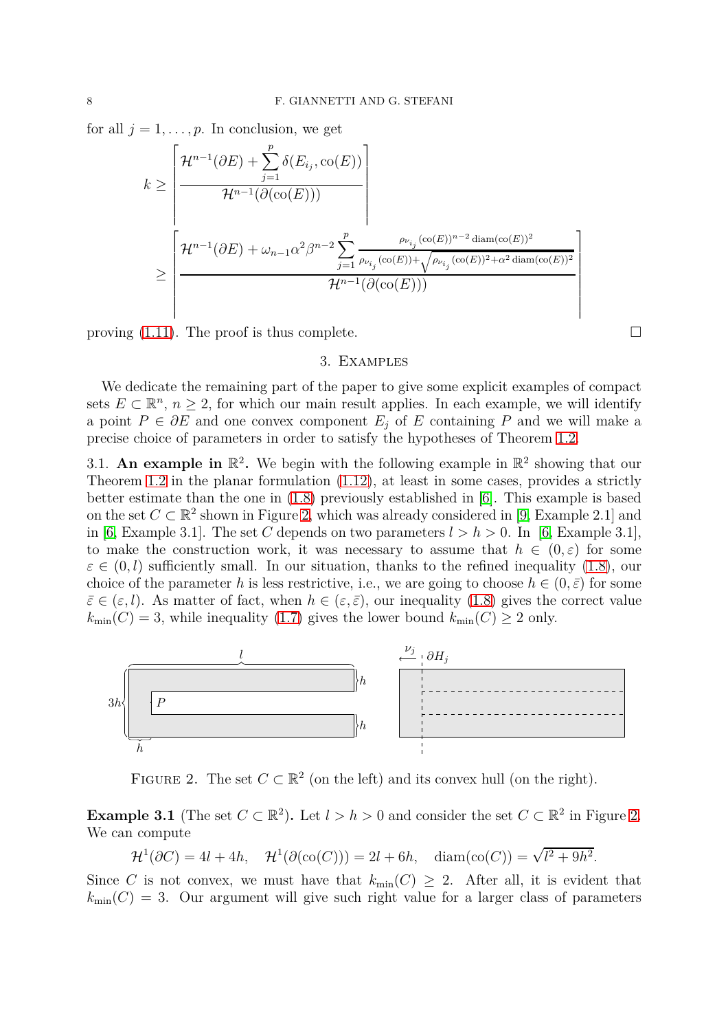for all $j = 1, \dots, p$. In conclusion, we get

$$
\begin{aligned}
k &\geq \left\lceil \frac{\mathcal{H}^{n-1}(\partial E) + \sum_{j=1}^{p} \delta(E_{i_j}, \mathrm{co}(E))}{\mathcal{H}^{n-1}(\partial(\mathrm{co}(E)))} \right\rceil \\
&\geq \left\lceil \frac{\mathcal{H}^{n-1}(\partial E) + \omega_{n-1}\alpha^2\beta^{n-2} \sum_{j=1}^{p} \frac{\rho_{\nu_{i_j}}(\mathrm{co}(E))^{n-2}\,\mathrm{diam}(\mathrm{co}(E))^2}{\rho_{\nu_{i_j}}(\mathrm{co}(E)) + \sqrt{\rho_{\nu_{i_j}}(\mathrm{co}(E))^2 + \alpha^2\,\mathrm{diam}(\mathrm{co}(E))^2}}}{\mathcal{H}^{n-1}(\partial(\mathrm{co}(E)))} \right\rceil
\end{aligned}
$$

proving (1.11). The proof is thus complete. □

## 3. Examples

We dedicate the remaining part of the paper to give some explicit examples of compact sets $E \subset \mathbb{R}^n$, $n \geq 2$, for which our main result applies. In each example, we will identify a point $P \in \partial E$ and one convex component $E_j$ of $E$ containing $P$ and we will make a precise choice of parameters in order to satisfy the hypotheses of Theorem 1.2.

3.1. **An example in $\mathbb{R}^2$.** We begin with the following example in $\mathbb{R}^2$ showing that our Theorem 1.2 in the planar formulation (1.12), at least in some cases, provides a strictly better estimate than the one in (1.8) previously established in [6]. This example is based on the set $C \subset \mathbb{R}^2$ shown in Figure 2, which was already considered in [9, Example 2.1] and in [6, Example 3.1]. The set $C$ depends on two parameters $l > h > 0$. In [6, Example 3.1], to make the construction work, it was necessary to assume that $h \in (0, \varepsilon)$ for some $\varepsilon \in (0, l)$ sufficiently small. In our situation, thanks to the refined inequality (1.8), our choice of the parameter $h$ is less restrictive, i.e., we are going to choose $h \in (0, \bar{\varepsilon})$ for some $\bar{\varepsilon} \in (\varepsilon, l)$. As matter of fact, when $h \in (\varepsilon, \bar{\varepsilon})$, our inequality (1.8) gives the correct value $k_{\min}(C) = 3$, while inequality (1.7) gives the lower bound $k_{\min}(C) \geq 2$ only.

Figure 2. The set $C \subset \mathbb{R}^2$ (on the left) and its convex hull (on the right).

**Example 3.1** (The set $C \subset \mathbb{R}^2$)**.** Let $l > h > 0$ and consider the set $C \subset \mathbb{R}^2$ in Figure 2. We can compute

$$
\mathcal{H}^1(\partial C) = 4l + 4h, \quad \mathcal{H}^1(\partial(\mathrm{co}(C))) = 2l + 6h, \quad \mathrm{diam}(\mathrm{co}(C)) = \sqrt{l^2 + 9h^2}.
$$

Since $C$ is not convex, we must have that $k_{\min}(C) \geq 2$. After all, it is evident that $k_{\min}(C) = 3$. Our argument will give such right value for a larger class of parameters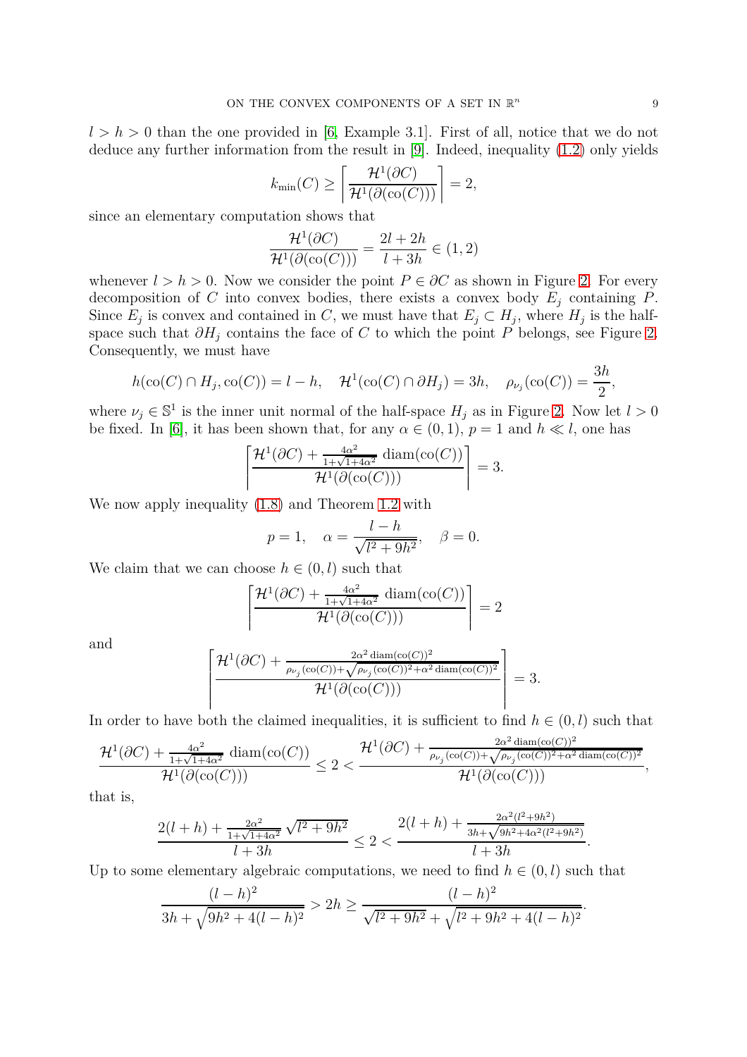$l > h > 0$ than the one provided in [6, Example 3.1]. First of all, notice that we do not deduce any further information from the result in [9]. Indeed, inequality (1.2) only yields

$$k_{\min}(C) \geq \left\lceil \frac{\mathcal{H}^1(\partial C)}{\mathcal{H}^1(\partial(\mathrm{co}(C)))} \right\rceil = 2,$$

since an elementary computation shows that

$$\frac{\mathcal{H}^1(\partial C)}{\mathcal{H}^1(\partial(\mathrm{co}(C)))} = \frac{2l+2h}{l+3h} \in (1,2)$$

whenever $l > h > 0$. Now we consider the point $P \in \partial C$ as shown in Figure 2. For every decomposition of $C$ into convex bodies, there exists a convex body $E_j$ containing $P$. Since $E_j$ is convex and contained in $C$, we must have that $E_j \subset H_j$, where $H_j$ is the half-space such that $\partial H_j$ contains the face of $C$ to which the point $P$ belongs, see Figure 2. Consequently, we must have

$$h(\mathrm{co}(C) \cap H_j, \mathrm{co}(C)) = l - h, \quad \mathcal{H}^1(\mathrm{co}(C) \cap \partial H_j) = 3h, \quad \rho_{\nu_j}(\mathrm{co}(C)) = \frac{3h}{2},$$

where $\nu_j \in \mathbb{S}^1$ is the inner unit normal of the half-space $H_j$ as in Figure 2. Now let $l > 0$ be fixed. In [6], it has been shown that, for any $\alpha \in (0,1)$, $p = 1$ and $h \ll l$, one has

$$\left\lceil \frac{\mathcal{H}^1(\partial C) + \frac{4\alpha^2}{1+\sqrt{1+4\alpha^2}} \,\mathrm{diam}(\mathrm{co}(C))}{\mathcal{H}^1(\partial(\mathrm{co}(C)))} \right\rceil = 3.$$

We now apply inequality (1.8) and Theorem 1.2 with

$$p = 1, \quad \alpha = \frac{l-h}{\sqrt{l^2+9h^2}}, \quad \beta = 0.$$

We claim that we can choose $h \in (0,l)$ such that

$$\left\lceil \frac{\mathcal{H}^1(\partial C) + \frac{4\alpha^2}{1+\sqrt{1+4\alpha^2}} \,\mathrm{diam}(\mathrm{co}(C))}{\mathcal{H}^1(\partial(\mathrm{co}(C)))} \right\rceil = 2$$

and

$$\left\lceil \frac{\mathcal{H}^1(\partial C) + \frac{2\alpha^2 \,\mathrm{diam}(\mathrm{co}(C))^2}{\rho_{\nu_j}(\mathrm{co}(C)) + \sqrt{\rho_{\nu_j}(\mathrm{co}(C))^2 + \alpha^2 \,\mathrm{diam}(\mathrm{co}(C))^2}}}{\mathcal{H}^1(\partial(\mathrm{co}(C)))} \right\rceil = 3.$$

In order to have both the claimed inequalities, it is sufficient to find $h \in (0,l)$ such that

$$\frac{\mathcal{H}^1(\partial C) + \frac{4\alpha^2}{1+\sqrt{1+4\alpha^2}} \,\mathrm{diam}(\mathrm{co}(C))}{\mathcal{H}^1(\partial(\mathrm{co}(C)))} \leq 2 < \frac{\mathcal{H}^1(\partial C) + \frac{2\alpha^2 \,\mathrm{diam}(\mathrm{co}(C))^2}{\rho_{\nu_j}(\mathrm{co}(C)) + \sqrt{\rho_{\nu_j}(\mathrm{co}(C))^2 + \alpha^2 \,\mathrm{diam}(\mathrm{co}(C))^2}}}{\mathcal{H}^1(\partial(\mathrm{co}(C)))},$$

that is,

$$\frac{2(l+h) + \frac{2\alpha^2}{1+\sqrt{1+4\alpha^2}} \sqrt{l^2+9h^2}}{l+3h} \leq 2 < \frac{2(l+h) + \frac{2\alpha^2(l^2+9h^2)}{3h+\sqrt{9h^2+4\alpha^2(l^2+9h^2)}}}{l+3h}.$$

Up to some elementary algebraic computations, we need to find $h \in (0,l)$ such that

$$\frac{(l-h)^2}{3h+\sqrt{9h^2+4(l-h)^2}} > 2h \geq \frac{(l-h)^2}{\sqrt{l^2+9h^2}+\sqrt{l^2+9h^2+4(l-h)^2}}.$$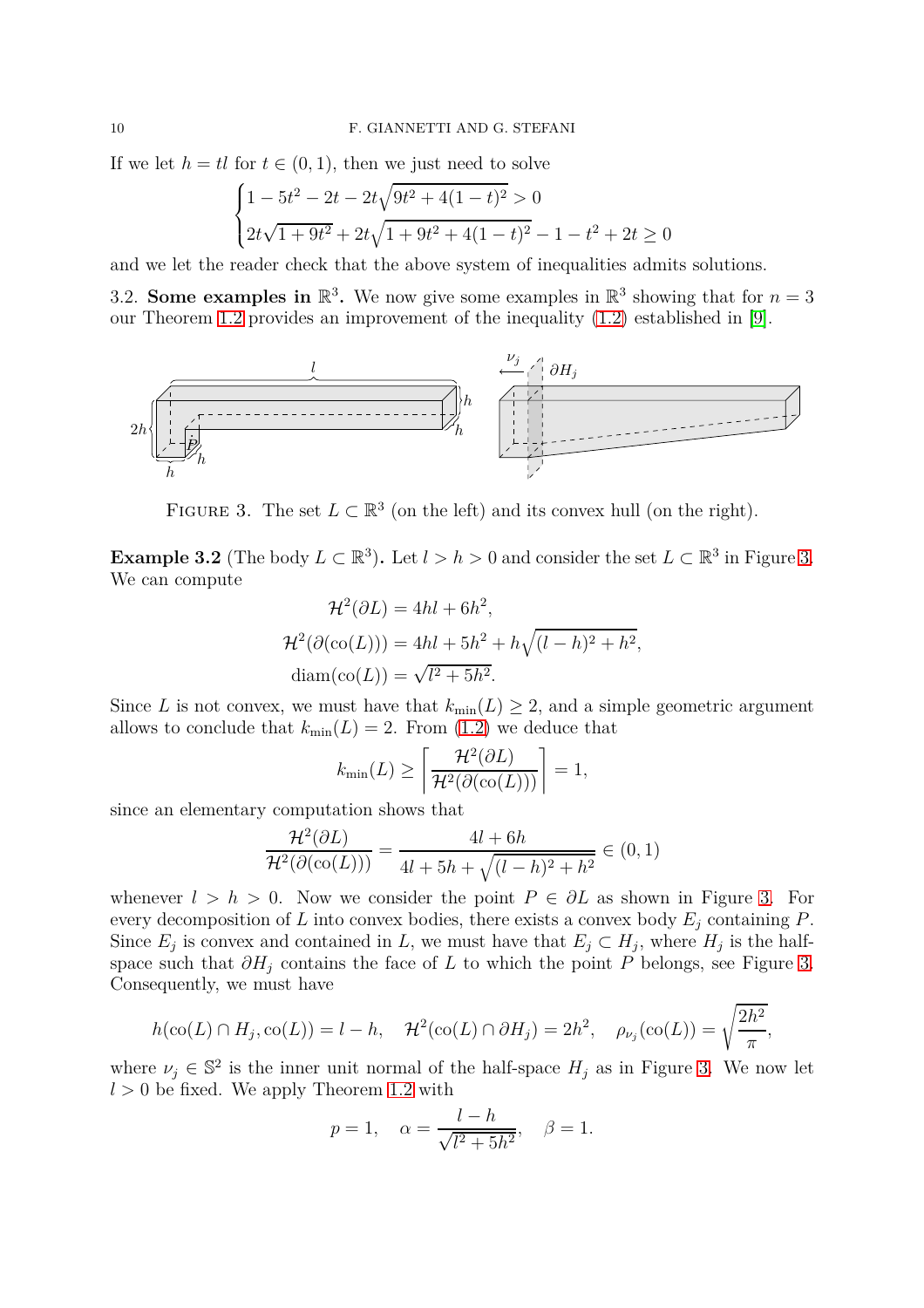If we let $h = tl$ for $t \in (0,1)$, then we just need to solve

$$\begin{cases} 1 - 5t^2 - 2t - 2t\sqrt{9t^2 + 4(1-t)^2} > 0 \\ 2t\sqrt{1+9t^2} + 2t\sqrt{1 + 9t^2 + 4(1-t)^2} - 1 - t^2 + 2t \geq 0 \end{cases}$$

and we let the reader check that the above system of inequalities admits solutions.

3.2. **Some examples in $\mathbb{R}^3$.** We now give some examples in $\mathbb{R}^3$ showing that for $n = 3$ our Theorem 1.2 provides an improvement of the inequality (1.2) established in [9].

FIGURE 3. The set $L \subset \mathbb{R}^3$ (on the left) and its convex hull (on the right).

**Example 3.2** (The body $L \subset \mathbb{R}^3$)**.** Let $l > h > 0$ and consider the set $L \subset \mathbb{R}^3$ in Figure 3. We can compute

$$\mathcal{H}^2(\partial L) = 4hl + 6h^2,$$
$$\mathcal{H}^2(\partial(\mathrm{co}(L))) = 4hl + 5h^2 + h\sqrt{(l-h)^2 + h^2},$$
$$\mathrm{diam}(\mathrm{co}(L)) = \sqrt{l^2 + 5h^2}.$$

Since $L$ is not convex, we must have that $k_{\min}(L) \geq 2$, and a simple geometric argument allows to conclude that $k_{\min}(L) = 2$. From (1.2) we deduce that

$$k_{\min}(L) \geq \left\lceil \frac{\mathcal{H}^2(\partial L)}{\mathcal{H}^2(\partial(\mathrm{co}(L)))} \right\rceil = 1,$$

since an elementary computation shows that

$$\frac{\mathcal{H}^2(\partial L)}{\mathcal{H}^2(\partial(\mathrm{co}(L)))} = \frac{4l + 6h}{4l + 5h + \sqrt{(l-h)^2 + h^2}} \in (0,1)$$

whenever $l > h > 0$. Now we consider the point $P \in \partial L$ as shown in Figure 3. For every decomposition of $L$ into convex bodies, there exists a convex body $E_j$ containing $P$. Since $E_j$ is convex and contained in $L$, we must have that $E_j \subset H_j$, where $H_j$ is the half-space such that $\partial H_j$ contains the face of $L$ to which the point $P$ belongs, see Figure 3. Consequently, we must have

$$h(\mathrm{co}(L) \cap H_j, \mathrm{co}(L)) = l - h, \quad \mathcal{H}^2(\mathrm{co}(L) \cap \partial H_j) = 2h^2, \quad \rho_{\nu_j}(\mathrm{co}(L)) = \sqrt{\frac{2h^2}{\pi}},$$

where $\nu_j \in \mathbb{S}^2$ is the inner unit normal of the half-space $H_j$ as in Figure 3. We now let $l > 0$ be fixed. We apply Theorem 1.2 with

$$p = 1, \quad \alpha = \frac{l-h}{\sqrt{l^2 + 5h^2}}, \quad \beta = 1.$$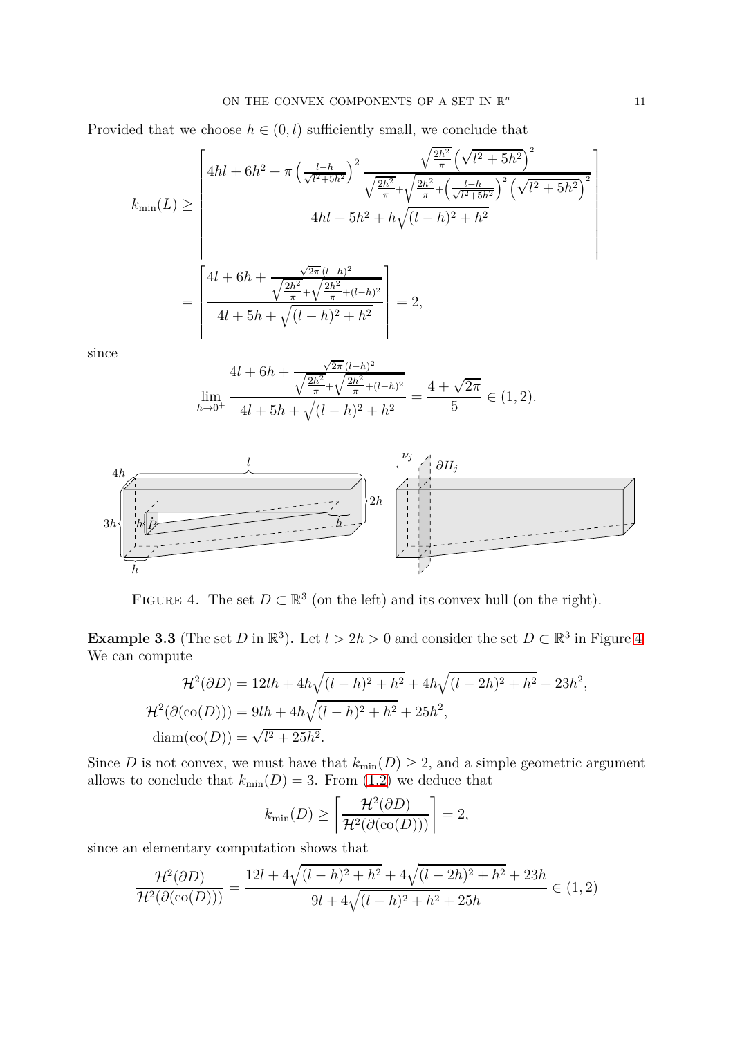Provided that we choose $h \in (0, l)$ sufficiently small, we conclude that

$$
\begin{aligned}
k_{\min}(L) &\geq \left\lceil \frac{4hl + 6h^2 + \pi \left( \frac{l-h}{\sqrt{l^2+5h^2}} \right)^2 \frac{\sqrt{\frac{2h^2}{\pi}} \left( \sqrt{l^2+5h^2} \right)^2}{\sqrt{\frac{2h^2}{\pi}} + \sqrt{\frac{2h^2}{\pi} + \left( \frac{l-h}{\sqrt{l^2+5h^2}} \right)^2 \left( \sqrt{l^2+5h^2} \right)^2}}}{4hl + 5h^2 + h\sqrt{(l-h)^2 + h^2}} \right\rceil \\
&= \left\lceil \frac{4l + 6h + \frac{\sqrt{2\pi}(l-h)^2}{\sqrt{\frac{2h^2}{\pi}} + \sqrt{\frac{2h^2}{\pi} + (l-h)^2}}}{4l + 5h + \sqrt{(l-h)^2 + h^2}} \right\rceil = 2,
\end{aligned}
$$

since

$$
\lim_{h \to 0^+} \frac{4l + 6h + \frac{\sqrt{2\pi}(l-h)^2}{\sqrt{\frac{2h^2}{\pi}} + \sqrt{\frac{2h^2}{\pi} + (l-h)^2}}}{4l + 5h + \sqrt{(l-h)^2 + h^2}} = \frac{4 + \sqrt{2\pi}}{5} \in (1, 2).
$$

Figure 4. The set $D \subset \mathbb{R}^3$ (on the left) and its convex hull (on the right).

**Example 3.3** (The set $D$ in $\mathbb{R}^3$)**.** Let $l > 2h > 0$ and consider the set $D \subset \mathbb{R}^3$ in Figure 4. We can compute

$$
\begin{aligned}
\mathcal{H}^2(\partial D) &= 12lh + 4h\sqrt{(l-h)^2 + h^2} + 4h\sqrt{(l-2h)^2 + h^2} + 23h^2, \\
\mathcal{H}^2(\partial(\mathrm{co}(D))) &= 9lh + 4h\sqrt{(l-h)^2 + h^2} + 25h^2, \\
\mathrm{diam}(\mathrm{co}(D)) &= \sqrt{l^2 + 25h^2}.
\end{aligned}
$$

Since $D$ is not convex, we must have that $k_{\min}(D) \geq 2$, and a simple geometric argument allows to conclude that $k_{\min}(D) = 3$. From (1.2) we deduce that

$$
k_{\min}(D) \geq \left\lceil \frac{\mathcal{H}^2(\partial D)}{\mathcal{H}^2(\partial(\mathrm{co}(D)))} \right\rceil = 2,
$$

since an elementary computation shows that

$$
\frac{\mathcal{H}^2(\partial D)}{\mathcal{H}^2(\partial(\mathrm{co}(D)))} = \frac{12l + 4\sqrt{(l-h)^2 + h^2} + 4\sqrt{(l-2h)^2 + h^2} + 23h}{9l + 4\sqrt{(l-h)^2 + h^2} + 25h} \in (1, 2)
$$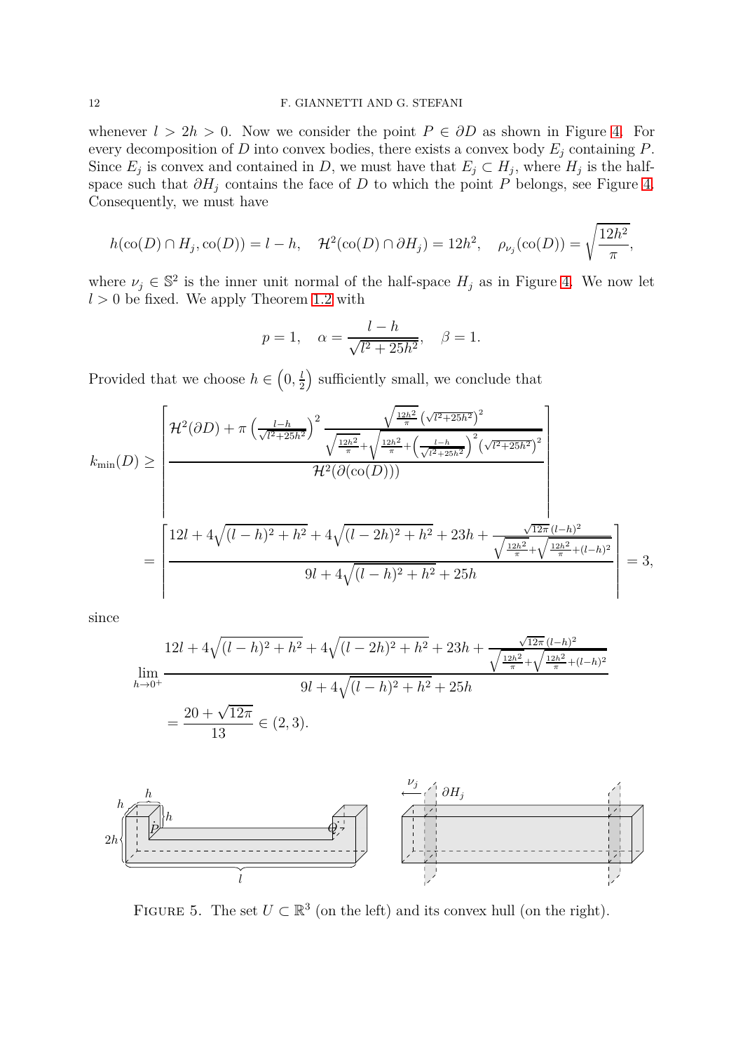whenever $l > 2h > 0$. Now we consider the point $P \in \partial D$ as shown in Figure 4. For every decomposition of $D$ into convex bodies, there exists a convex body $E_j$ containing $P$. Since $E_j$ is convex and contained in $D$, we must have that $E_j \subset H_j$, where $H_j$ is the half-space such that $\partial H_j$ contains the face of $D$ to which the point $P$ belongs, see Figure 4. Consequently, we must have

$$h(\mathrm{co}(D) \cap H_j, \mathrm{co}(D)) = l - h, \quad \mathcal{H}^2(\mathrm{co}(D) \cap \partial H_j) = 12h^2, \quad \rho_{\nu_j}(\mathrm{co}(D)) = \sqrt{\frac{12h^2}{\pi}},$$

where $\nu_j \in \mathbb{S}^2$ is the inner unit normal of the half-space $H_j$ as in Figure 4. We now let $l > 0$ be fixed. We apply Theorem 1.2 with

$$p = 1, \quad \alpha = \frac{l-h}{\sqrt{l^2 + 25h^2}}, \quad \beta = 1.$$

Provided that we choose $h \in \left(0, \frac{l}{2}\right)$ sufficiently small, we conclude that

$$k_{\min}(D) \geq \left\lceil \frac{\mathcal{H}^2(\partial D) + \pi \left(\frac{l-h}{\sqrt{l^2+25h^2}}\right)^2 \frac{\sqrt{\frac{12h^2}{\pi}}\left(\sqrt{l^2+25h^2}\right)^2}{\sqrt{\frac{12h^2}{\pi}} + \sqrt{\frac{12h^2}{\pi} + \left(\frac{l-h}{\sqrt{l^2+25h^2}}\right)^2 \left(\sqrt{l^2+25h^2}\right)^2}}}{\mathcal{H}^2(\partial(\mathrm{co}(D)))} \right\rceil$$

$$= \left\lceil \frac{12l + 4\sqrt{(l-h)^2+h^2} + 4\sqrt{(l-2h)^2+h^2} + 23h + \frac{\sqrt{12\pi}\,(l-h)^2}{\sqrt{\frac{12h^2}{\pi}} + \sqrt{\frac{12h^2}{\pi} + (l-h)^2}}}{9l + 4\sqrt{(l-h)^2+h^2} + 25h} \right\rceil = 3,$$

since

$$\lim_{h \to 0^+} \frac{12l + 4\sqrt{(l-h)^2+h^2} + 4\sqrt{(l-2h)^2+h^2} + 23h + \frac{\sqrt{12\pi}\,(l-h)^2}{\sqrt{\frac{12h^2}{\pi}} + \sqrt{\frac{12h^2}{\pi} + (l-h)^2}}}{9l + 4\sqrt{(l-h)^2+h^2} + 25h}$$

$$= \frac{20 + \sqrt{12\pi}}{13} \in (2, 3).$$

FIGURE 5. The set $U \subset \mathbb{R}^3$ (on the left) and its convex hull (on the right).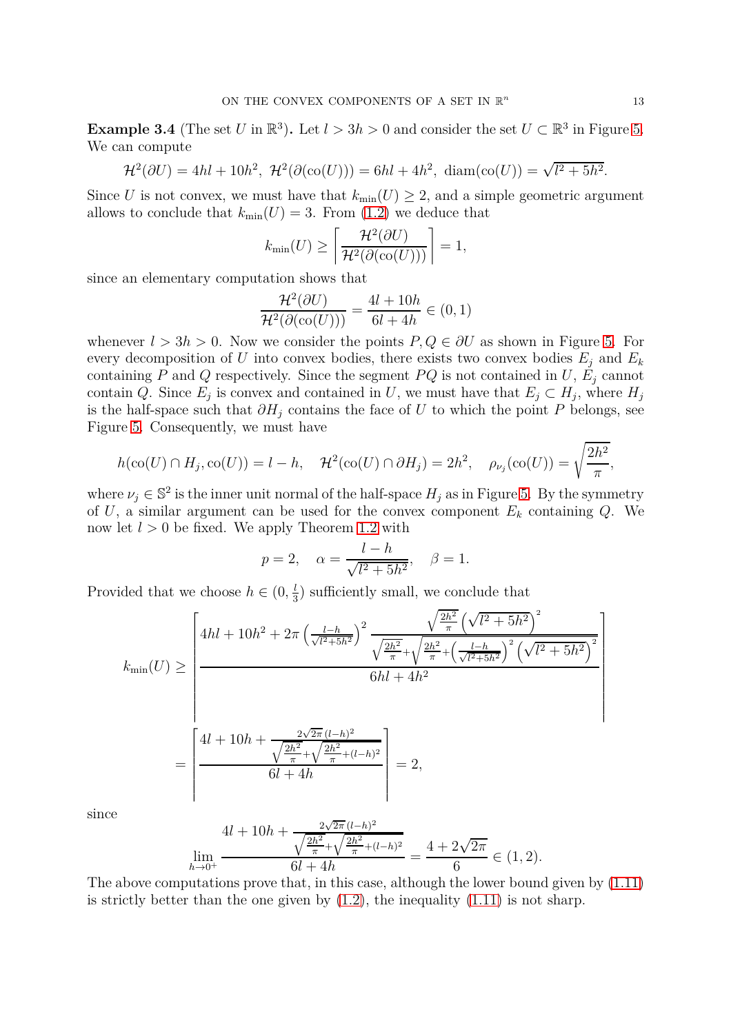**Example 3.4** (The set $U$ in $\mathbb{R}^3$)**.** Let $l > 3h > 0$ and consider the set $U \subset \mathbb{R}^3$ in Figure 5. We can compute

$$\mathcal{H}^2(\partial U) = 4hl + 10h^2,\ \mathcal{H}^2(\partial(\text{co}(U))) = 6hl + 4h^2,\ \text{diam}(\text{co}(U)) = \sqrt{l^2 + 5h^2}.$$

Since $U$ is not convex, we must have that $k_{\min}(U) \geq 2$, and a simple geometric argument allows to conclude that $k_{\min}(U) = 3$. From (1.2) we deduce that

$$k_{\min}(U) \geq \left\lceil \frac{\mathcal{H}^2(\partial U)}{\mathcal{H}^2(\partial(\text{co}(U)))} \right\rceil = 1,$$

since an elementary computation shows that

$$\frac{\mathcal{H}^2(\partial U)}{\mathcal{H}^2(\partial(\text{co}(U)))} = \frac{4l + 10h}{6l + 4h} \in (0, 1)$$

whenever $l > 3h > 0$. Now we consider the points $P, Q \in \partial U$ as shown in Figure 5. For every decomposition of $U$ into convex bodies, there exists two convex bodies $E_j$ and $E_k$ containing $P$ and $Q$ respectively. Since the segment $PQ$ is not contained in $U$, $E_j$ cannot contain $Q$. Since $E_j$ is convex and contained in $U$, we must have that $E_j \subset H_j$, where $H_j$ is the half-space such that $\partial H_j$ contains the face of $U$ to which the point $P$ belongs, see Figure 5. Consequently, we must have

$$h(\text{co}(U) \cap H_j, \text{co}(U)) = l - h, \quad \mathcal{H}^2(\text{co}(U) \cap \partial H_j) = 2h^2, \quad \rho_{\nu_j}(\text{co}(U)) = \sqrt{\frac{2h^2}{\pi}},$$

where $\nu_j \in \mathbb{S}^2$ is the inner unit normal of the half-space $H_j$ as in Figure 5. By the symmetry of $U$, a similar argument can be used for the convex component $E_k$ containing $Q$. We now let $l > 0$ be fixed. We apply Theorem 1.2 with

$$p = 2, \quad \alpha = \frac{l - h}{\sqrt{l^2 + 5h^2}}, \quad \beta = 1.$$

Provided that we choose $h \in (0, \frac{l}{3})$ sufficiently small, we conclude that

$$\begin{aligned} k_{\min}(U) &\geq \left\lceil \frac{4hl + 10h^2 + 2\pi \left(\frac{l-h}{\sqrt{l^2+5h^2}}\right)^2 \dfrac{\sqrt{\frac{2h^2}{\pi}}\left(\sqrt{l^2+5h^2}\right)^2}{\sqrt{\frac{2h^2}{\pi}} + \sqrt{\frac{2h^2}{\pi} + \left(\frac{l-h}{\sqrt{l^2+5h^2}}\right)^2\left(\sqrt{l^2+5h^2}\right)^2}}}{6hl + 4h^2} \right\rceil \\ &= \left\lceil \frac{4l + 10h + \dfrac{2\sqrt{2\pi}(l-h)^2}{\sqrt{\frac{2h^2}{\pi}} + \sqrt{\frac{2h^2}{\pi} + (l-h)^2}}}{6l + 4h} \right\rceil = 2, \end{aligned}$$

since

$$\lim_{h \to 0^+} \frac{4l + 10h + \dfrac{2\sqrt{2\pi}(l-h)^2}{\sqrt{\frac{2h^2}{\pi}} + \sqrt{\frac{2h^2}{\pi} + (l-h)^2}}}{6l + 4h} = \frac{4 + 2\sqrt{2\pi}}{6} \in (1, 2).$$

The above computations prove that, in this case, although the lower bound given by (1.11) is strictly better than the one given by (1.2), the inequality (1.11) is not sharp.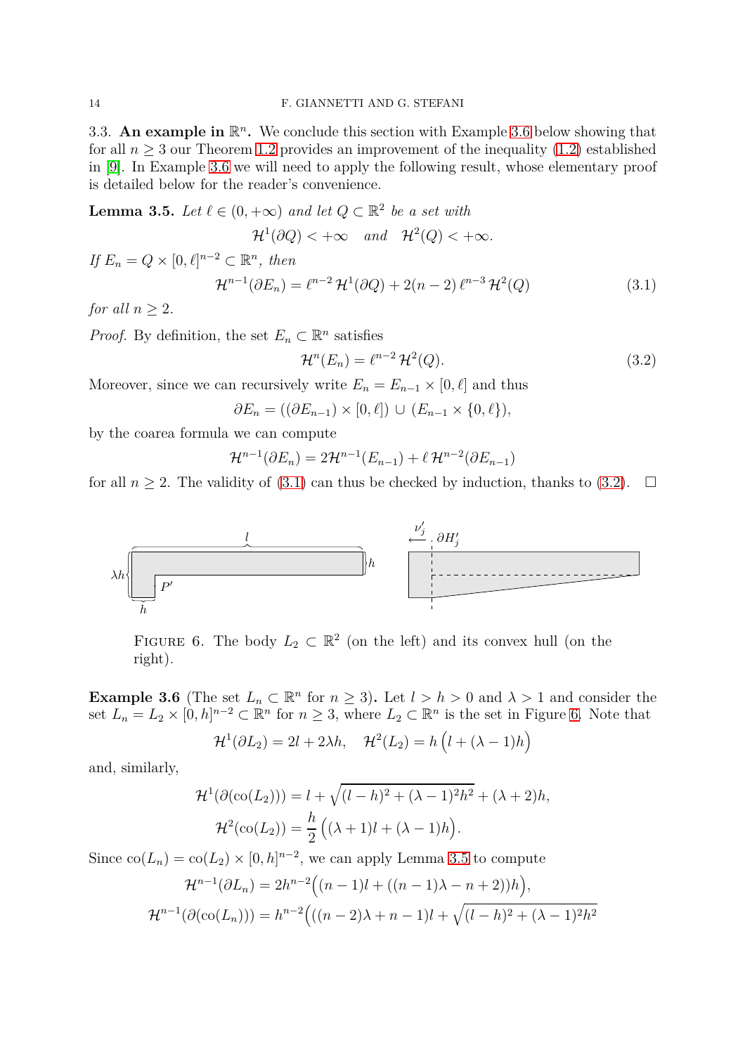3.3. **An example in $\mathbb{R}^n$.** We conclude this section with Example 3.6 below showing that for all $n \geq 3$ our Theorem 1.2 provides an improvement of the inequality (1.2) established in [9]. In Example 3.6 we will need to apply the following result, whose elementary proof is detailed below for the reader's convenience.

**Lemma 3.5.** *Let $\ell \in (0, +\infty)$ and let $Q \subset \mathbb{R}^2$ be a set with*

$$\mathcal{H}^1(\partial Q) < +\infty \quad \text{and} \quad \mathcal{H}^2(Q) < +\infty.$$

*If $E_n = Q \times [0, \ell]^{n-2} \subset \mathbb{R}^n$, then*

$$\mathcal{H}^{n-1}(\partial E_n) = \ell^{n-2}\, \mathcal{H}^1(\partial Q) + 2(n-2)\, \ell^{n-3}\, \mathcal{H}^2(Q) \tag{3.1}$$

*for all $n \geq 2$.*

*Proof.* By definition, the set $E_n \subset \mathbb{R}^n$ satisfies

$$\mathcal{H}^n(E_n) = \ell^{n-2}\, \mathcal{H}^2(Q). \tag{3.2}$$

Moreover, since we can recursively write $E_n = E_{n-1} \times [0, \ell]$ and thus

$$\partial E_n = ((\partial E_{n-1}) \times [0, \ell]) \cup (E_{n-1} \times \{0, \ell\}),$$

by the coarea formula we can compute

$$\mathcal{H}^{n-1}(\partial E_n) = 2\mathcal{H}^{n-1}(E_{n-1}) + \ell\, \mathcal{H}^{n-2}(\partial E_{n-1})$$

for all $n \geq 2$. The validity of (3.1) can thus be checked by induction, thanks to (3.2). $\square$

FIGURE 6. The body $L_2 \subset \mathbb{R}^2$ (on the left) and its convex hull (on the right).

**Example 3.6** (The set $L_n \subset \mathbb{R}^n$ for $n \geq 3$)**.** Let $l > h > 0$ and $\lambda > 1$ and consider the set $L_n = L_2 \times [0, h]^{n-2} \subset \mathbb{R}^n$ for $n \geq 3$, where $L_2 \subset \mathbb{R}^n$ is the set in Figure 6. Note that

$$\mathcal{H}^1(\partial L_2) = 2l + 2\lambda h, \quad \mathcal{H}^2(L_2) = h\left(l + (\lambda - 1)h\right)$$

and, similarly,

$$\mathcal{H}^1(\partial(\mathrm{co}(L_2))) = l + \sqrt{(l-h)^2 + (\lambda-1)^2 h^2} + (\lambda+2)h,$$

$$\mathcal{H}^2(\mathrm{co}(L_2)) = \frac{h}{2}\left((\lambda+1)l + (\lambda-1)h\right).$$

Since $\mathrm{co}(L_n) = \mathrm{co}(L_2) \times [0, h]^{n-2}$, we can apply Lemma 3.5 to compute

$$\mathcal{H}^{n-1}(\partial L_n) = 2h^{n-2}\Big((n-1)l + ((n-1)\lambda - n + 2))h\Big),$$

$$\mathcal{H}^{n-1}(\partial(\mathrm{co}(L_n))) = h^{n-2}\Big(((n-2)\lambda + n - 1)l + \sqrt{(l-h)^2 + (\lambda-1)^2 h^2}$$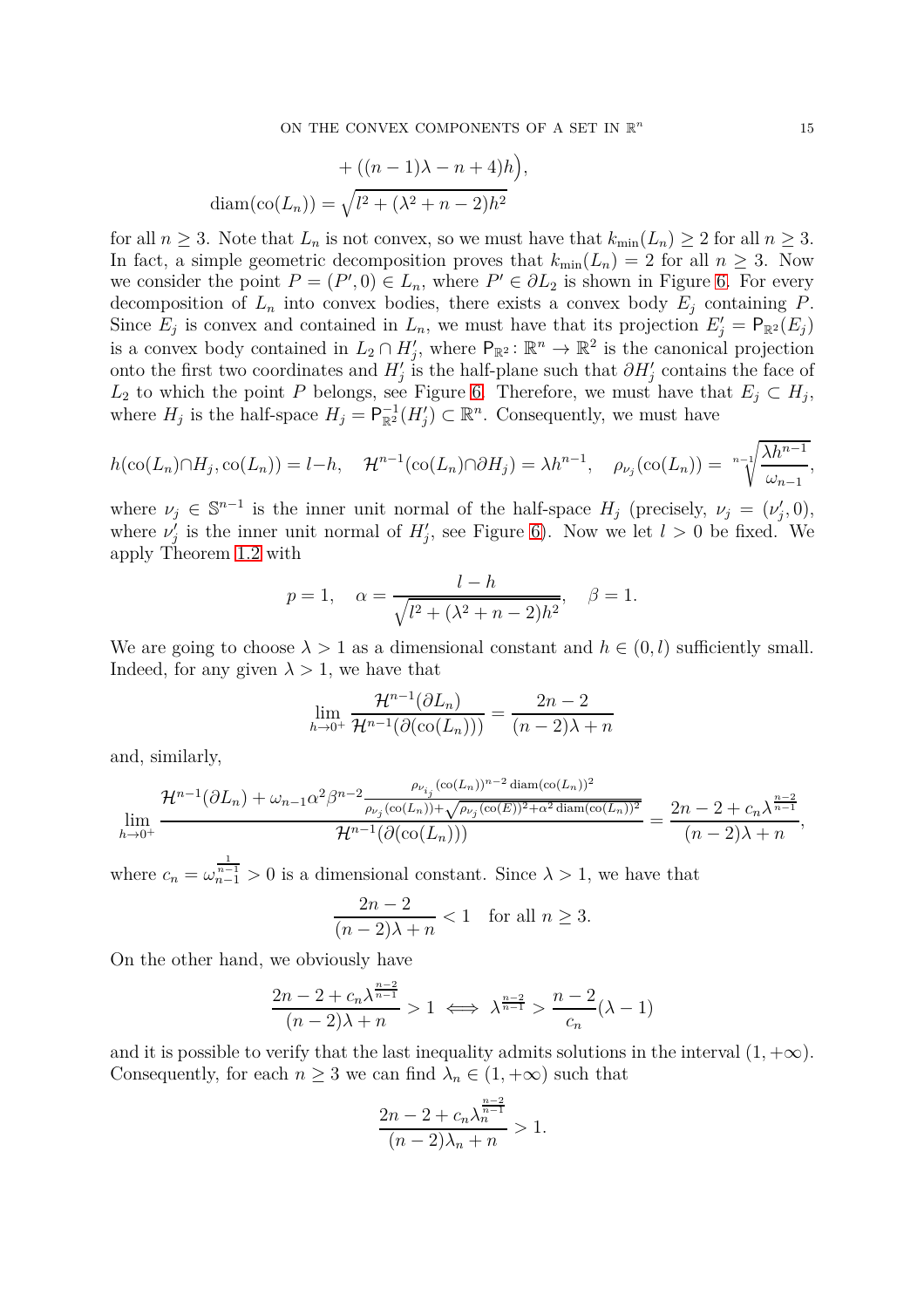$$
\begin{aligned}
&\quad + ((n-1)\lambda - n + 4)h\Big),\\
\operatorname{diam}(\operatorname{co}(L_n)) &= \sqrt{l^2 + (\lambda^2 + n - 2)h^2}
\end{aligned}
$$

for all $n \geq 3$. Note that $L_n$ is not convex, so we must have that $k_{\min}(L_n) \geq 2$ for all $n \geq 3$. In fact, a simple geometric decomposition proves that $k_{\min}(L_n) = 2$ for all $n \geq 3$. Now we consider the point $P = (P', 0) \in L_n$, where $P' \in \partial L_2$ is shown in Figure 6. For every decomposition of $L_n$ into convex bodies, there exists a convex body $E_j$ containing $P$. Since $E_j$ is convex and contained in $L_n$, we must have that its projection $E_j' = \mathsf{P}_{\mathbb{R}^2}(E_j)$ is a convex body contained in $L_2 \cap H_j'$, where $\mathsf{P}_{\mathbb{R}^2} \colon \mathbb{R}^n \to \mathbb{R}^2$ is the canonical projection onto the first two coordinates and $H_j'$ is the half-plane such that $\partial H_j'$ contains the face of $L_2$ to which the point $P$ belongs, see Figure 6. Therefore, we must have that $E_j \subset H_j$, where $H_j$ is the half-space $H_j = \mathsf{P}_{\mathbb{R}^2}^{-1}(H_j') \subset \mathbb{R}^n$. Consequently, we must have

$$
h(\operatorname{co}(L_n) \cap H_j, \operatorname{co}(L_n)) = l - h, \quad \mathcal{H}^{n-1}(\operatorname{co}(L_n) \cap \partial H_j) = \lambda h^{n-1}, \quad \rho_{\nu_j}(\operatorname{co}(L_n)) = \sqrt[n-1]{\frac{\lambda h^{n-1}}{\omega_{n-1}}},
$$

where $\nu_j \in \mathbb{S}^{n-1}$ is the inner unit normal of the half-space $H_j$ (precisely, $\nu_j = (\nu_j', 0)$, where $\nu_j'$ is the inner unit normal of $H_j'$, see Figure 6). Now we let $l > 0$ be fixed. We apply Theorem 1.2 with

$$
p = 1, \quad \alpha = \frac{l - h}{\sqrt{l^2 + (\lambda^2 + n - 2)h^2}}, \quad \beta = 1.
$$

We are going to choose $\lambda > 1$ as a dimensional constant and $h \in (0, l)$ sufficiently small. Indeed, for any given $\lambda > 1$, we have that

$$
\lim_{h \to 0^+} \frac{\mathcal{H}^{n-1}(\partial L_n)}{\mathcal{H}^{n-1}(\partial(\operatorname{co}(L_n)))} = \frac{2n-2}{(n-2)\lambda + n}
$$

and, similarly,

$$
\lim_{h \to 0^+} \frac{\mathcal{H}^{n-1}(\partial L_n) + \omega_{n-1}\alpha^2\beta^{n-2} \frac{\rho_{\nu_{i_j}}(\operatorname{co}(L_n))^{n-2} \operatorname{diam}(\operatorname{co}(L_n))^2}{\rho_{\nu_j}(\operatorname{co}(L_n)) + \sqrt{\rho_{\nu_j}(\operatorname{co}(E))^2 + \alpha^2 \operatorname{diam}(\operatorname{co}(L_n))^2}}}{\mathcal{H}^{n-1}(\partial(\operatorname{co}(L_n)))} = \frac{2n - 2 + c_n \lambda^{\frac{n-2}{n-1}}}{(n-2)\lambda + n},
$$

where $c_n = \omega_{n-1}^{\frac{1}{n-1}} > 0$ is a dimensional constant. Since $\lambda > 1$, we have that

$$
\frac{2n-2}{(n-2)\lambda + n} < 1 \quad \text{for all } n \geq 3.
$$

On the other hand, we obviously have

$$
\frac{2n - 2 + c_n \lambda^{\frac{n-2}{n-1}}}{(n-2)\lambda + n} > 1 \iff \lambda^{\frac{n-2}{n-1}} > \frac{n-2}{c_n}(\lambda - 1)
$$

and it is possible to verify that the last inequality admits solutions in the interval $(1, +\infty)$. Consequently, for each $n \geq 3$ we can find $\lambda_n \in (1, +\infty)$ such that

$$
\frac{2n - 2 + c_n \lambda_n^{\frac{n-2}{n-1}}}{(n-2)\lambda_n + n} > 1.
$$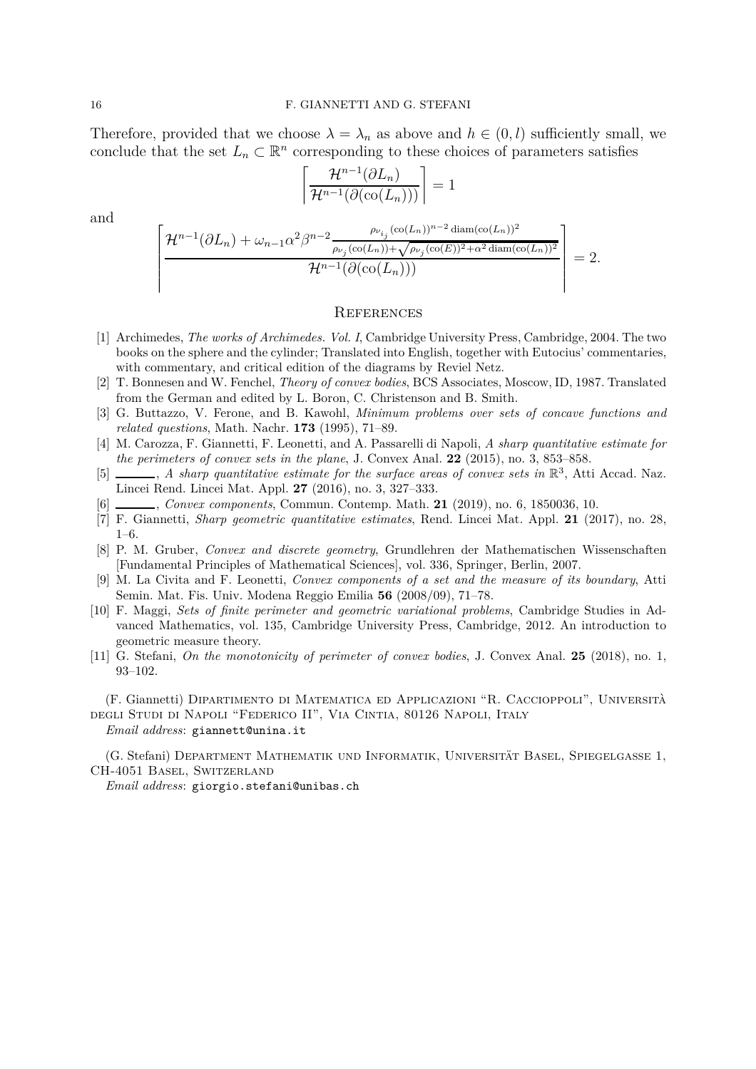Therefore, provided that we choose $\lambda = \lambda_n$ as above and $h \in (0, l)$ sufficiently small, we conclude that the set $L_n \subset \mathbb{R}^n$ corresponding to these choices of parameters satisfies

$$\left\lceil \frac{\mathcal{H}^{n-1}(\partial L_n)}{\mathcal{H}^{n-1}(\partial(\operatorname{co}(L_n)))} \right\rceil = 1$$

and

$$\left\lceil \frac{\mathcal{H}^{n-1}(\partial L_n) + \omega_{n-1}\alpha^2\beta^{n-2} \frac{\rho_{\nu_{i_j}}(\operatorname{co}(L_n))^{n-2} \operatorname{diam}(\operatorname{co}(L_n))^2}{\rho_{\nu_j}(\operatorname{co}(L_n)) + \sqrt{\rho_{\nu_j}(\operatorname{co}(E))^2 + \alpha^2 \operatorname{diam}(\operatorname{co}(L_n))^2}}}{\mathcal{H}^{n-1}(\partial(\operatorname{co}(L_n)))} \right\rceil = 2.$$

## References

[1] Archimedes, *The works of Archimedes. Vol. I*, Cambridge University Press, Cambridge, 2004. The two books on the sphere and the cylinder; Translated into English, together with Eutocius' commentaries, with commentary, and critical edition of the diagrams by Reviel Netz.

[2] T. Bonnesen and W. Fenchel, *Theory of convex bodies*, BCS Associates, Moscow, ID, 1987. Translated from the German and edited by L. Boron, C. Christenson and B. Smith.

[3] G. Buttazzo, V. Ferone, and B. Kawohl, *Minimum problems over sets of concave functions and related questions*, Math. Nachr. **173** (1995), 71–89.

[4] M. Carozza, F. Giannetti, F. Leonetti, and A. Passarelli di Napoli, *A sharp quantitative estimate for the perimeters of convex sets in the plane*, J. Convex Anal. **22** (2015), no. 3, 853–858.

[5] ______, *A sharp quantitative estimate for the surface areas of convex sets in $\mathbb{R}^3$*, Atti Accad. Naz. Lincei Rend. Lincei Mat. Appl. **27** (2016), no. 3, 327–333.

[6] ______, *Convex components*, Commun. Contemp. Math. **21** (2019), no. 6, 1850036, 10.

[7] F. Giannetti, *Sharp geometric quantitative estimates*, Rend. Lincei Mat. Appl. **21** (2017), no. 28, 1–6.

[8] P. M. Gruber, *Convex and discrete geometry*, Grundlehren der Mathematischen Wissenschaften [Fundamental Principles of Mathematical Sciences], vol. 336, Springer, Berlin, 2007.

[9] M. La Civita and F. Leonetti, *Convex components of a set and the measure of its boundary*, Atti Semin. Mat. Fis. Univ. Modena Reggio Emilia **56** (2008/09), 71–78.

[10] F. Maggi, *Sets of finite perimeter and geometric variational problems*, Cambridge Studies in Advanced Mathematics, vol. 135, Cambridge University Press, Cambridge, 2012. An introduction to geometric measure theory.

[11] G. Stefani, *On the monotonicity of perimeter of convex bodies*, J. Convex Anal. **25** (2018), no. 1, 93–102.

(F. Giannetti) Dipartimento di Matematica ed Applicazioni "R. Caccioppoli", Università degli Studi di Napoli "Federico II", Via Cintia, 80126 Napoli, Italy

*Email address*: giannett@unina.it

(G. Stefani) Department Mathematik und Informatik, Universität Basel, Spiegelgasse 1, CH-4051 Basel, Switzerland

*Email address*: giorgio.stefani@unibas.ch